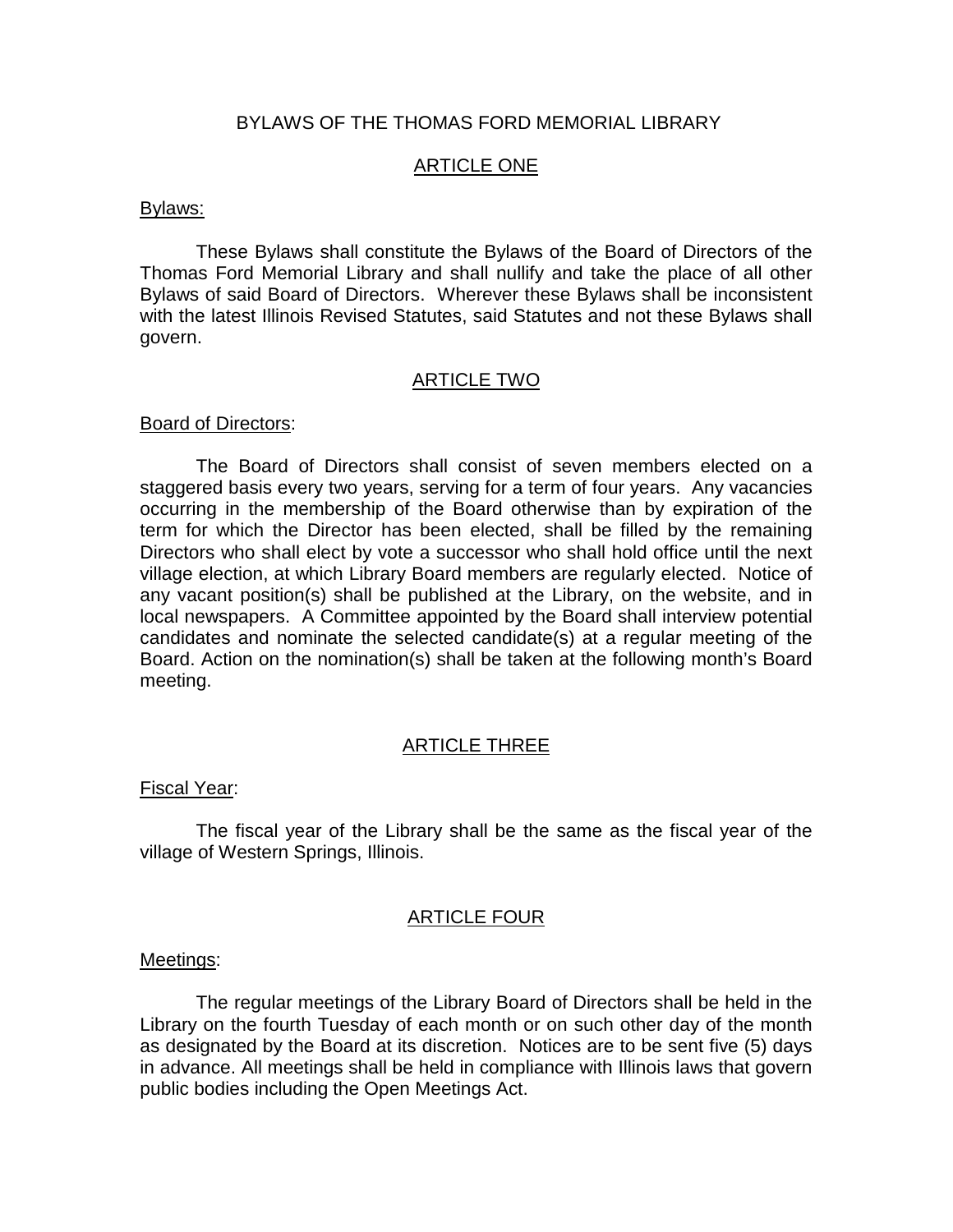# BYLAWS OF THE THOMAS FORD MEMORIAL LIBRARY

## ARTICLE ONE

Bylaws:

These Bylaws shall constitute the Bylaws of the Board of Directors of the Thomas Ford Memorial Library and shall nullify and take the place of all other Bylaws of said Board of Directors. Wherever these Bylaws shall be inconsistent with the latest Illinois Revised Statutes, said Statutes and not these Bylaws shall govern.

## ARTICLE TWO

Board of Directors:

The Board of Directors shall consist of seven members elected on a staggered basis every two years, serving for a term of four years. Any vacancies occurring in the membership of the Board otherwise than by expiration of the term for which the Director has been elected, shall be filled by the remaining Directors who shall elect by vote a successor who shall hold office until the next village election, at which Library Board members are regularly elected. Notice of any vacant position(s) shall be published at the Library, on the website, and in local newspapers. A Committee appointed by the Board shall interview potential candidates and nominate the selected candidate(s) at a regular meeting of the Board. Action on the nomination(s) shall be taken at the following month's Board meeting.

## ARTICLE THREE

Fiscal Year:

The fiscal year of the Library shall be the same as the fiscal year of the village of Western Springs, Illinois.

## ARTICLE FOUR

Meetings:

The regular meetings of the Library Board of Directors shall be held in the Library on the fourth Tuesday of each month or on such other day of the month as designated by the Board at its discretion. Notices are to be sent five (5) days in advance. All meetings shall be held in compliance with Illinois laws that govern public bodies including the Open Meetings Act.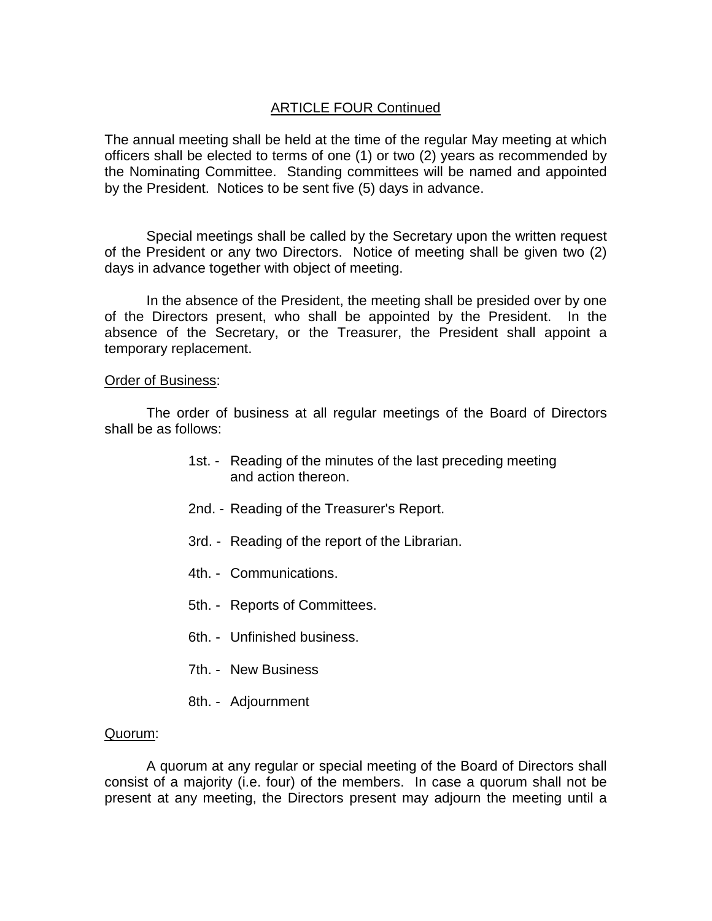## ARTICLE FOUR Continued

The annual meeting shall be held at the time of the regular May meeting at which officers shall be elected to terms of one (1) or two (2) years as recommended by the Nominating Committee. Standing committees will be named and appointed by the President. Notices to be sent five (5) days in advance.

Special meetings shall be called by the Secretary upon the written request of the President or any two Directors. Notice of meeting shall be given two (2) days in advance together with object of meeting.

In the absence of the President, the meeting shall be presided over by one of the Directors present, who shall be appointed by the President. In the absence of the Secretary, or the Treasurer, the President shall appoint a temporary replacement.

Order of Business:

The order of business at all regular meetings of the Board of Directors shall be as follows:

1st. - Reading of the minutes of the last preceding meeting and action thereon.

2nd. - Reading of the Treasurer's Report.

3rd. - Reading of the report of the Librarian.

4th. - Communications.

5th. - Reports of Committees.

6th. - Unfinished business.

7th. - New Business

8th. - Adjournment

Quorum:

A quorum at any regular or special meeting of the Board of Directors shall consist of a majority (i.e. four) of the members. In case a quorum shall not be present at any meeting, the Directors present may adjourn the meeting until a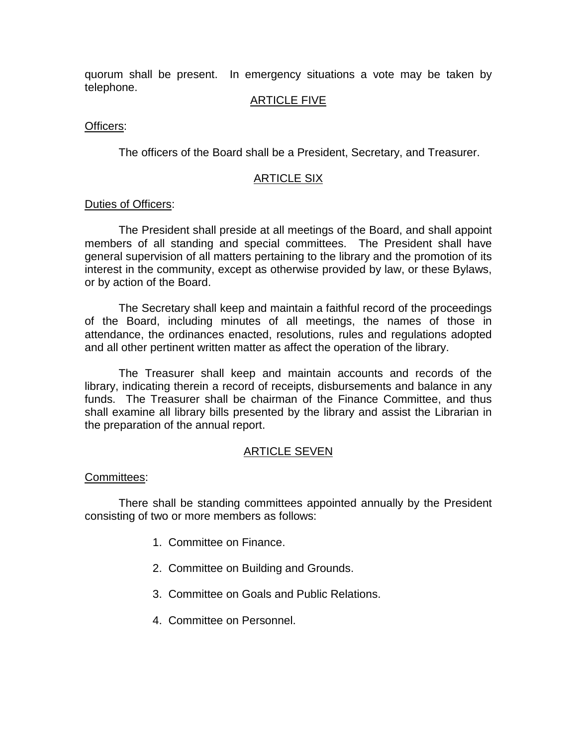quorum shall be present. In emergency situations a vote may be taken by telephone.

## ARTICLE FIVE

Officers:

The officers of the Board shall be a President, Secretary, and Treasurer.

## ARTICLE SIX

Duties of Officers:

The President shall preside at all meetings of the Board, and shall appoint members of all standing and special committees. The President shall have general supervision of all matters pertaining to the library and the promotion of its interest in the community, except as otherwise provided by law, or these Bylaws, or by action of the Board.

The Secretary shall keep and maintain a faithful record of the proceedings of the Board, including minutes of all meetings, the names of those in attendance, the ordinances enacted, resolutions, rules and regulations adopted and all other pertinent written matter as affect the operation of the library.

The Treasurer shall keep and maintain accounts and records of the library, indicating therein a record of receipts, disbursements and balance in any funds. The Treasurer shall be chairman of the Finance Committee, and thus shall examine all library bills presented by the library and assist the Librarian in the preparation of the annual report.

## ARTICLE SEVEN

Committees:

There shall be standing committees appointed annually by the President consisting of two or more members as follows:

1. Committee on Finance.
2. Committee on Building and Grounds.
3. Committee on Goals and Public Relations.
4. Committee on Personnel.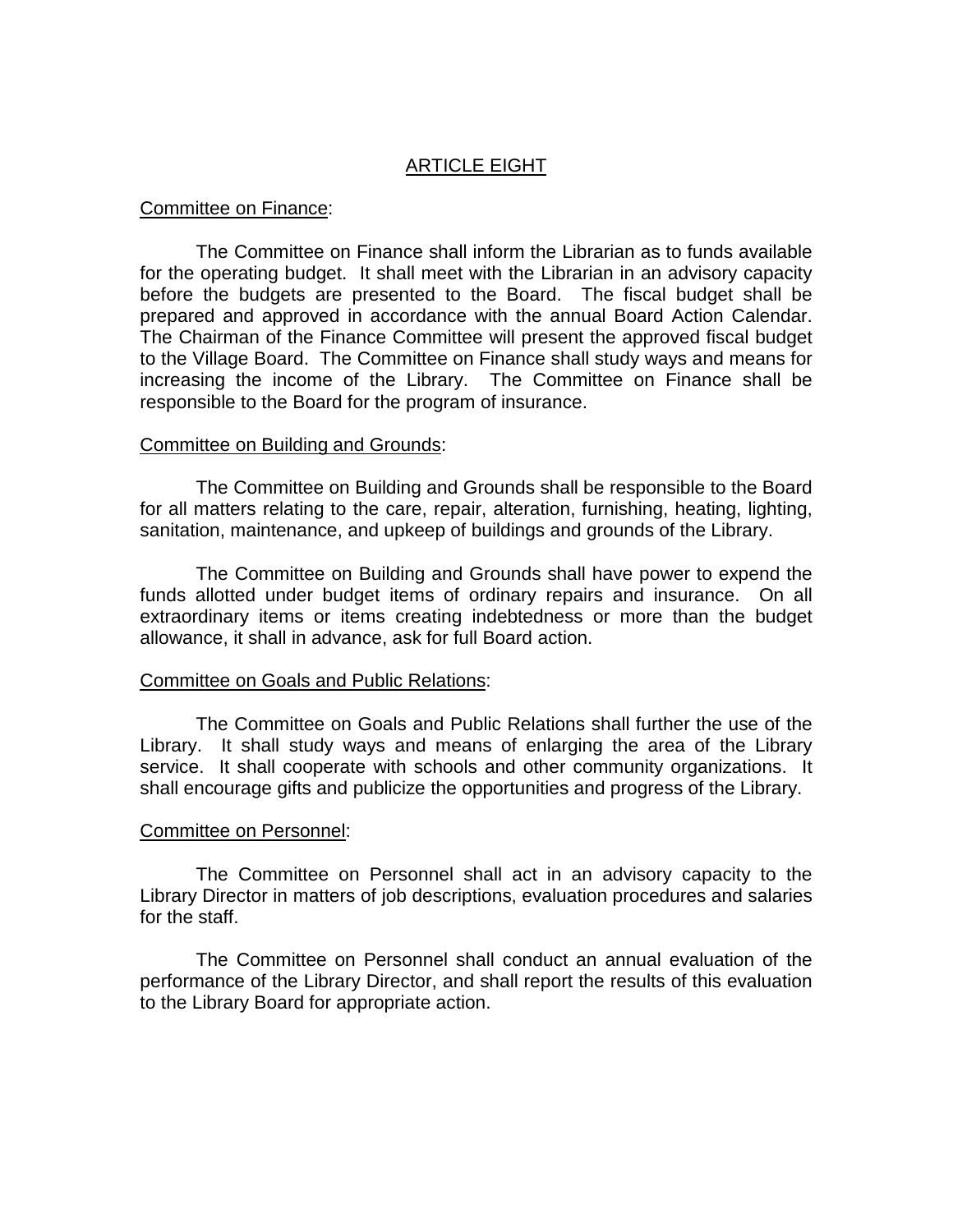# ARTICLE EIGHT

Committee on Finance:

The Committee on Finance shall inform the Librarian as to funds available for the operating budget. It shall meet with the Librarian in an advisory capacity before the budgets are presented to the Board. The fiscal budget shall be prepared and approved in accordance with the annual Board Action Calendar. The Chairman of the Finance Committee will present the approved fiscal budget to the Village Board. The Committee on Finance shall study ways and means for increasing the income of the Library. The Committee on Finance shall be responsible to the Board for the program of insurance.

Committee on Building and Grounds:

The Committee on Building and Grounds shall be responsible to the Board for all matters relating to the care, repair, alteration, furnishing, heating, lighting, sanitation, maintenance, and upkeep of buildings and grounds of the Library.

The Committee on Building and Grounds shall have power to expend the funds allotted under budget items of ordinary repairs and insurance. On all extraordinary items or items creating indebtedness or more than the budget allowance, it shall in advance, ask for full Board action.

Committee on Goals and Public Relations:

The Committee on Goals and Public Relations shall further the use of the Library. It shall study ways and means of enlarging the area of the Library service. It shall cooperate with schools and other community organizations. It shall encourage gifts and publicize the opportunities and progress of the Library.

Committee on Personnel:

The Committee on Personnel shall act in an advisory capacity to the Library Director in matters of job descriptions, evaluation procedures and salaries for the staff.

The Committee on Personnel shall conduct an annual evaluation of the performance of the Library Director, and shall report the results of this evaluation to the Library Board for appropriate action.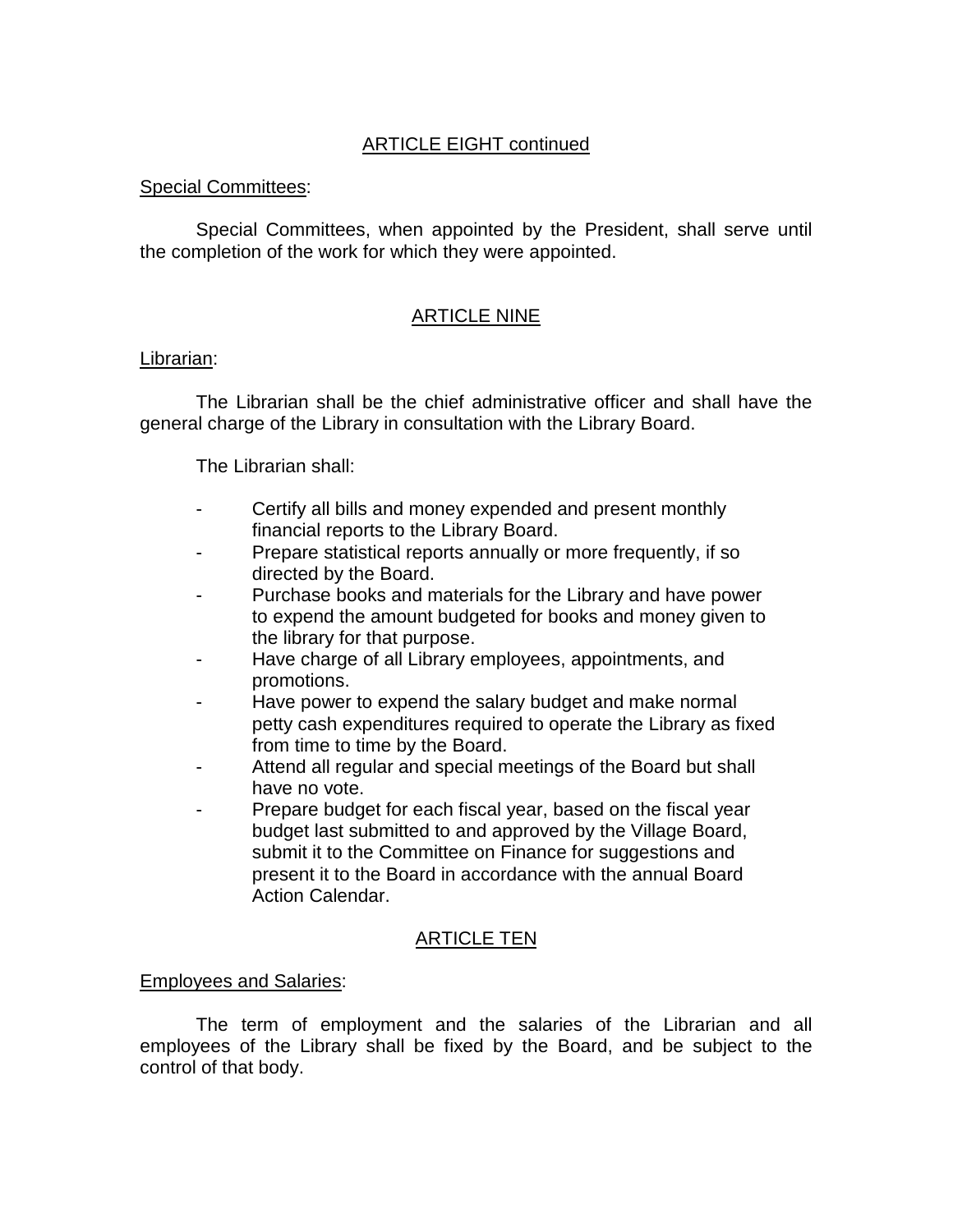## ARTICLE EIGHT continued

Special Committees:

Special Committees, when appointed by the President, shall serve until the completion of the work for which they were appointed.

## ARTICLE NINE

Librarian:

The Librarian shall be the chief administrative officer and shall have the general charge of the Library in consultation with the Library Board.

The Librarian shall:

- Certify all bills and money expended and present monthly financial reports to the Library Board.
- Prepare statistical reports annually or more frequently, if so directed by the Board.
- Purchase books and materials for the Library and have power to expend the amount budgeted for books and money given to the library for that purpose.
- Have charge of all Library employees, appointments, and promotions.
- Have power to expend the salary budget and make normal petty cash expenditures required to operate the Library as fixed from time to time by the Board.
- Attend all regular and special meetings of the Board but shall have no vote.
- Prepare budget for each fiscal year, based on the fiscal year budget last submitted to and approved by the Village Board, submit it to the Committee on Finance for suggestions and present it to the Board in accordance with the annual Board Action Calendar.

## ARTICLE TEN

Employees and Salaries:

The term of employment and the salaries of the Librarian and all employees of the Library shall be fixed by the Board, and be subject to the control of that body.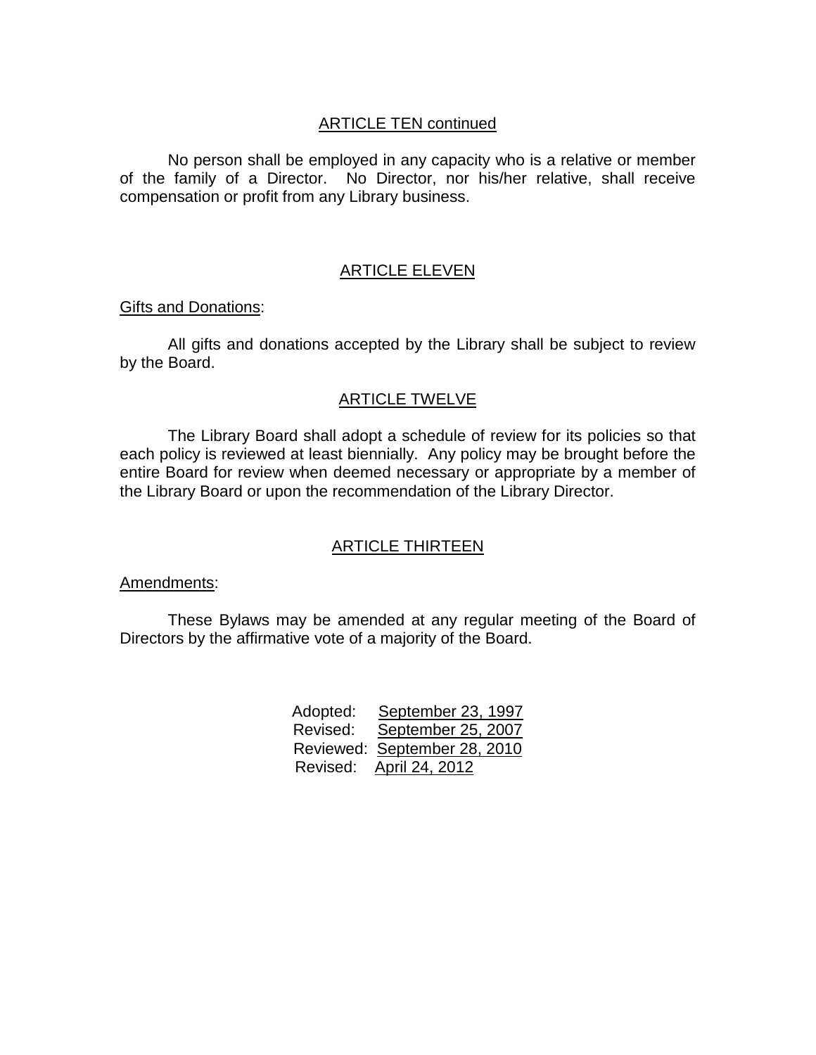## ARTICLE TEN continued

No person shall be employed in any capacity who is a relative or member of the family of a Director. No Director, nor his/her relative, shall receive compensation or profit from any Library business.

## ARTICLE ELEVEN

Gifts and Donations:

All gifts and donations accepted by the Library shall be subject to review by the Board.

## ARTICLE TWELVE

The Library Board shall adopt a schedule of review for its policies so that each policy is reviewed at least biennially. Any policy may be brought before the entire Board for review when deemed necessary or appropriate by a member of the Library Board or upon the recommendation of the Library Director.

## ARTICLE THIRTEEN

Amendments:

These Bylaws may be amended at any regular meeting of the Board of Directors by the affirmative vote of a majority of the Board.

Adopted: September 23, 1997
Revised: September 25, 2007
Reviewed: September 28, 2010
Revised: April 24, 2012